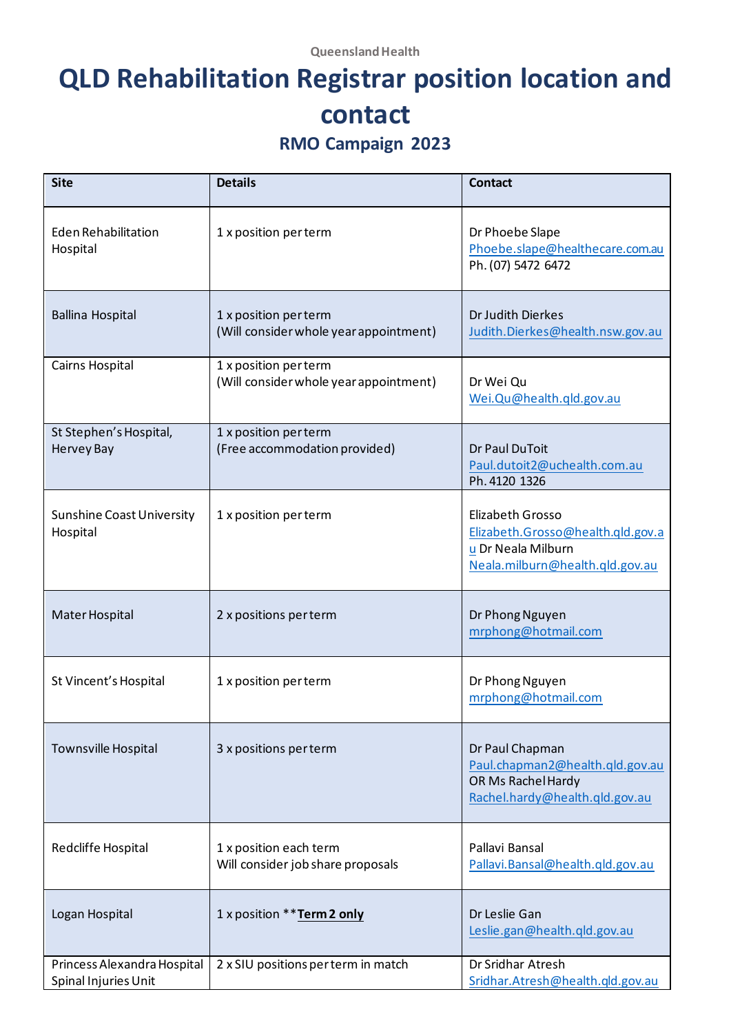Queensland Health

# QLD Rehabilitation Registrar position location and contact

## RMO Campaign 2023

| Site | Details | Contact |
|---|---|---|
| Eden Rehabilitation Hospital | 1 x position per term | Dr Phoebe Slape Phoebe.slape@healthecare.com.au Ph. (07) 5472 6472 |
| Ballina Hospital | 1 x position per term (Will consider whole year appointment) | Dr Judith Dierkes Judith.Dierkes@health.nsw.gov.au |
| Cairns Hospital | 1 x position per term (Will consider whole year appointment) | Dr Wei Qu Wei.Qu@health.qld.gov.au |
| St Stephen's Hospital, Hervey Bay | 1 x position per term (Free accommodation provided) | Dr Paul DuToit Paul.dutoit2@uchealth.com.au Ph. 4120 1326 |
| Sunshine Coast University Hospital | 1 x position per term | Elizabeth Grosso Elizabeth.Grosso@health.qld.gov.au Dr Neala Milburn Neala.milburn@health.qld.gov.au |
| Mater Hospital | 2 x positions per term | Dr Phong Nguyen mrphong@hotmail.com |
| St Vincent's Hospital | 1 x position per term | Dr Phong Nguyen mrphong@hotmail.com |
| Townsville Hospital | 3 x positions per term | Dr Paul Chapman Paul.chapman2@health.qld.gov.au OR Ms Rachel Hardy Rachel.hardy@health.qld.gov.au |
| Redcliffe Hospital | 1 x position each term Will consider job share proposals | Pallavi Bansal Pallavi.Bansal@health.qld.gov.au |
| Logan Hospital | 1 x position ****Term 2 only** | Dr Leslie Gan Leslie.gan@health.qld.gov.au |
| Princess Alexandra Hospital Spinal Injuries Unit | 2 x SIU positions per term in match | Dr Sridhar Atresh Sridhar.Atresh@health.qld.gov.au |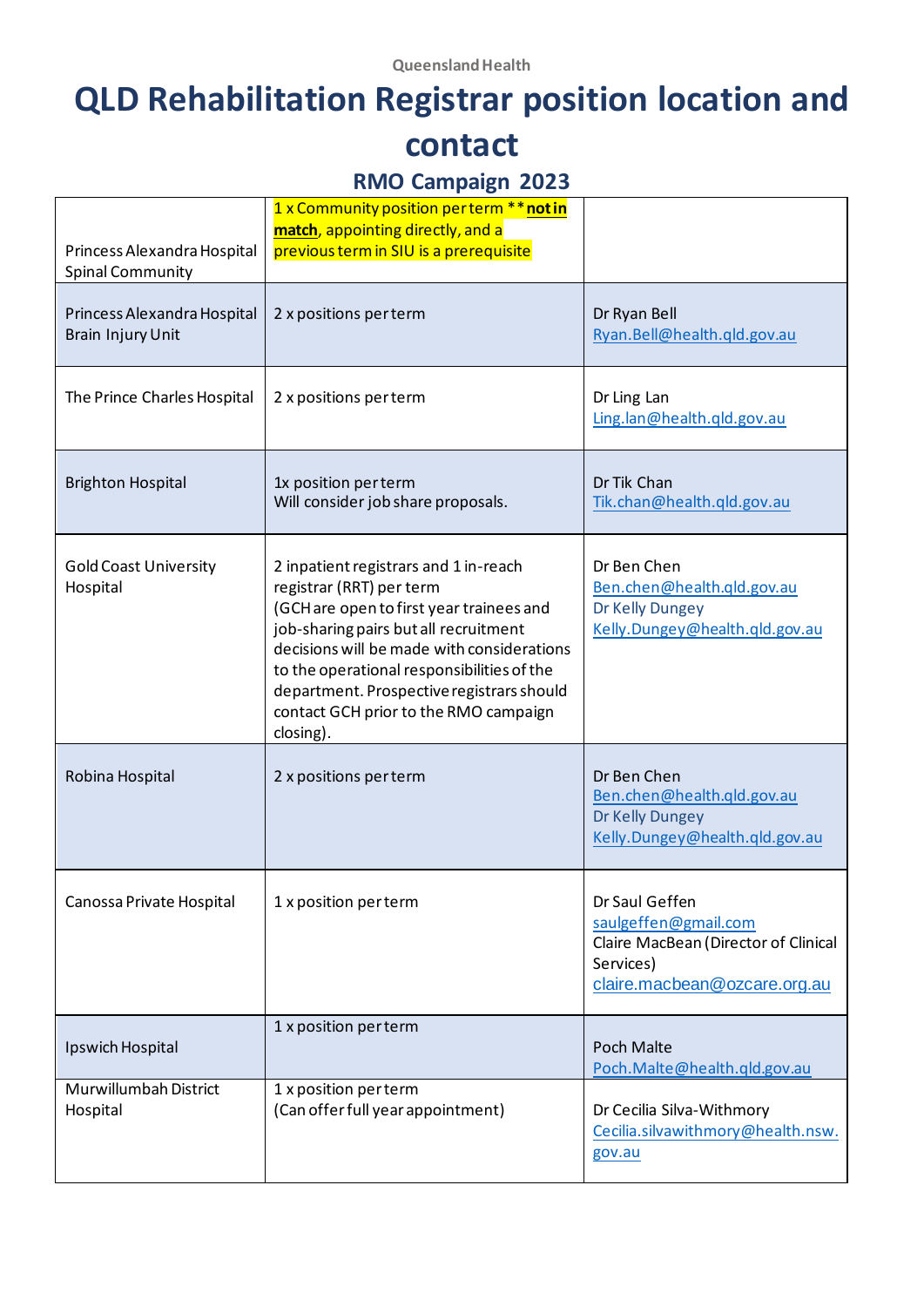Queensland Health

# QLD Rehabilitation Registrar position location and contact

## RMO Campaign 2023

| | | |
|---|---|---|
| Princess Alexandra Hospital Spinal Community | 1 x Community position per term ** **not in match**, appointing directly, and a previous term in SIU is a prerequisite | |
| Princess Alexandra Hospital Brain Injury Unit | 2 x positions per term | Dr Ryan Bell Ryan.Bell@health.qld.gov.au |
| The Prince Charles Hospital | 2 x positions per term | Dr Ling Lan Ling.lan@health.qld.gov.au |
| Brighton Hospital | 1x position per term<br>Will consider job share proposals. | Dr Tik Chan Tik.chan@health.qld.gov.au |
| Gold Coast University Hospital | 2 inpatient registrars and 1 in-reach registrar (RRT) per term<br>(GCH are open to first year trainees and job-sharing pairs but all recruitment decisions will be made with considerations to the operational responsibilities of the department. Prospective registrars should contact GCH prior to the RMO campaign closing). | Dr Ben Chen Ben.chen@health.qld.gov.au<br>Dr Kelly Dungey Kelly.Dungey@health.qld.gov.au |
| Robina Hospital | 2 x positions per term | Dr Ben Chen Ben.chen@health.qld.gov.au<br>Dr Kelly Dungey Kelly.Dungey@health.qld.gov.au |
| Canossa Private Hospital | 1 x position per term | Dr Saul Geffen saulgeffen@gmail.com<br>Claire MacBean (Director of Clinical Services) claire.macbean@ozcare.org.au |
| Ipswich Hospital | 1 x position per term | Poch Malte Poch.Malte@health.qld.gov.au |
| Murwillumbah District Hospital | 1 x position per term<br>(Can offer full year appointment) | Dr Cecilia Silva-Withmory Cecilia.silvawithmory@health.nsw.gov.au |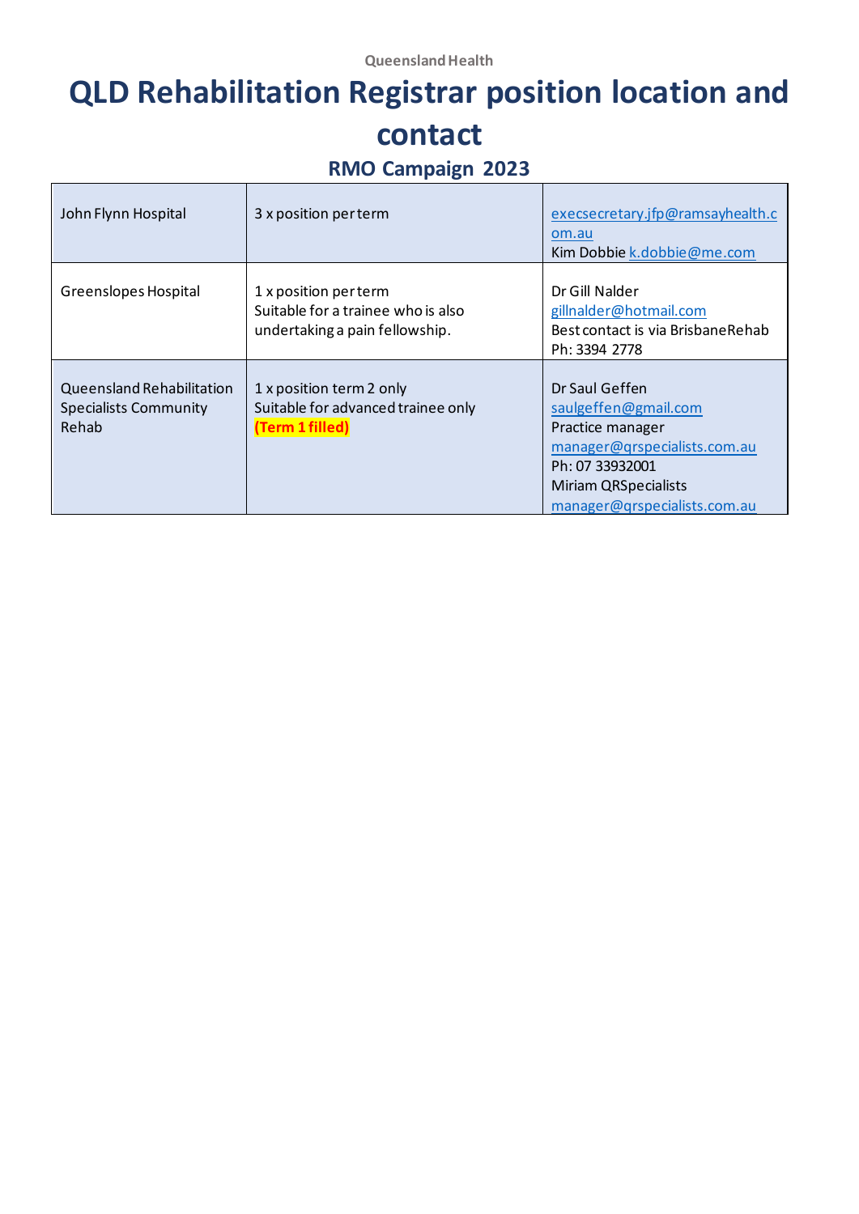Queensland Health

# QLD Rehabilitation Registrar position location and contact

## RMO Campaign 2023

| | | |
|---|---|---|
| John Flynn Hospital | 3 x position per term | execsecretary.jfp@ramsayhealth.com.au<br>Kim Dobbie k.dobbie@me.com |
| Greenslopes Hospital | 1 x position per term<br>Suitable for a trainee who is also undertaking a pain fellowship. | Dr Gill Nalder<br>gillnalder@hotmail.com<br>Best contact is via BrisbaneRehab<br>Ph: 3394 2778 |
| Queensland Rehabilitation Specialists Community Rehab | 1 x position term 2 only<br>Suitable for advanced trainee only<br>**(Term 1 filled)** | Dr Saul Geffen<br>saulgeffen@gmail.com<br>Practice manager<br>manager@qrspecialists.com.au<br>Ph: 07 33932001<br>Miriam QRSpecialists<br>manager@qrspecialists.com.au |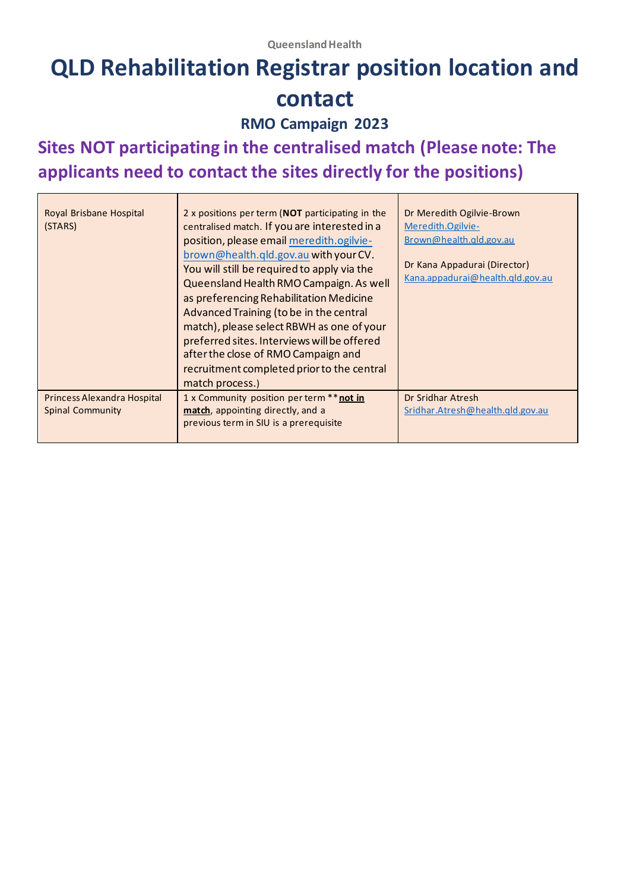Queensland Health

# QLD Rehabilitation Registrar position location and contact

### RMO Campaign 2023

## Sites NOT participating in the centralised match (Please note: The applicants need to contact the sites directly for the positions)

| | | |
|---|---|---|
| Royal Brisbane Hospital (STARS) | 2 x positions per term (**NOT** participating in the centralised match. If you are interested in a position, please email meredith.ogilvie-brown@health.qld.gov.au with your CV. You will still be required to apply via the Queensland Health RMO Campaign. As well as preferencing Rehabilitation Medicine Advanced Training (to be in the central match), please select RBWH as one of your preferred sites. Interviews will be offered after the close of RMO Campaign and recruitment completed prior to the central match process.) | Dr Meredith Ogilvie-Brown Meredith.Ogilvie-Brown@health.qld.gov.au<br><br>Dr Kana Appadurai (Director) Kana.appadurai@health.qld.gov.au |
| Princess Alexandra Hospital Spinal Community | 1 x Community position per term ** **not in match**, appointing directly, and a previous term in SIU is a prerequisite | Dr Sridhar Atresh Sridhar.Atresh@health.qld.gov.au |